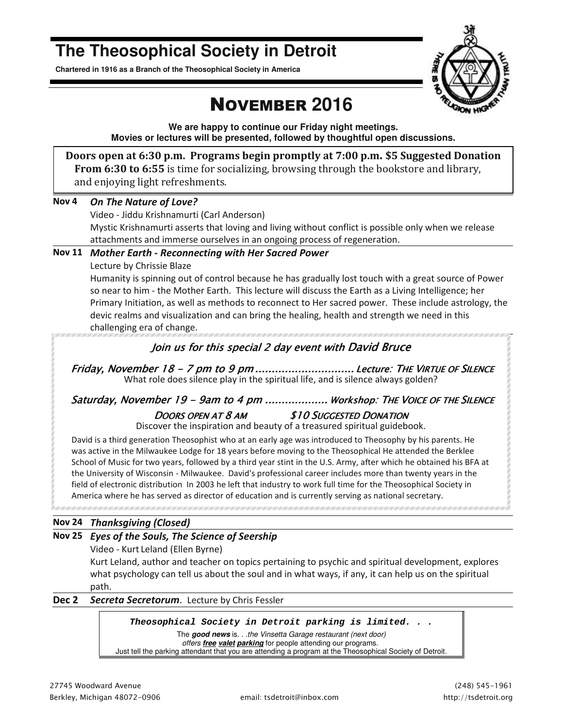# The Theosophical Society in Detroit

**Chartered in 1916 as a Branch of the Theosophical Society in America**

## NOVEMBER 2016

**We are happy to continue our Friday night meetings.**
**Movies or lectures will be presented, followed by thoughtful open discussions.**

**Doors open at 6:30 p.m. Programs begin promptly at 7:00 p.m. $5 Suggested Donation**
**From 6:30 to 6:55** is time for socializing, browsing through the bookstore and library, and enjoying light refreshments.

**Nov 4** ***On The Nature of Love?***
Video - Jiddu Krishnamurti (Carl Anderson)
Mystic Krishnamurti asserts that loving and living without conflict is possible only when we release attachments and immerse ourselves in an ongoing process of regeneration.

**Nov 11** ***Mother Earth - Reconnecting with Her Sacred Power***
Lecture by Chrissie Blaze
Humanity is spinning out of control because he has gradually lost touch with a great source of Power so near to him - the Mother Earth. This lecture will discuss the Earth as a Living Intelligence; her Primary Initiation, as well as methods to reconnect to Her sacred power. These include astrology, the devic realms and visualization and can bring the healing, health and strength we need in this challenging era of change.

*Join us for this special 2 day event with David Bruce*

*Friday, November 18 – 7 pm to 9 pm* .............................. *Lecture: THE VIRTUE OF SILENCE*
What role does silence play in the spiritual life, and is silence always golden?

*Saturday, November 19 – 9am to 4 pm* ................... *Workshop: THE VOICE OF THE SILENCE*
*DOORS OPEN AT 8 AM* *$10 SUGGESTED DONATION*
Discover the inspiration and beauty of a treasured spiritual guidebook.

David is a third generation Theosophist who at an early age was introduced to Theosophy by his parents. He was active in the Milwaukee Lodge for 18 years before moving to the Theosophical He attended the Berklee School of Music for two years, followed by a third year stint in the U.S. Army, after which he obtained his BFA at the University of Wisconsin - Milwaukee. David's professional career includes more than twenty years in the field of electronic distribution In 2003 he left that industry to work full time for the Theosophical Society in America where he has served as director of education and is currently serving as national secretary.

**Nov 24** ***Thanksgiving (Closed)***

**Nov 25** ***Eyes of the Souls, The Science of Seership***
Video - Kurt Leland (Ellen Byrne)
Kurt Leland, author and teacher on topics pertaining to psychic and spiritual development, explores what psychology can tell us about the soul and in what ways, if any, it can help us on the spiritual path.

**Dec 2** ***Secreta Secretorum***. Lecture by Chris Fessler

***Theosophical Society in Detroit parking is limited. . .***

The ***good news*** is. . .*the Vinsetta Garage restaurant (next door) offers **free valet parking** for people attending our programs.*
Just tell the parking attendant that you are attending a program at the Theosophical Society of Detroit.

27745 Woodward Avenue
Berkley, Michigan 48072-0906
email: tsdetroit@inbox.com
(248) 545-1961
http://tsdetroit.org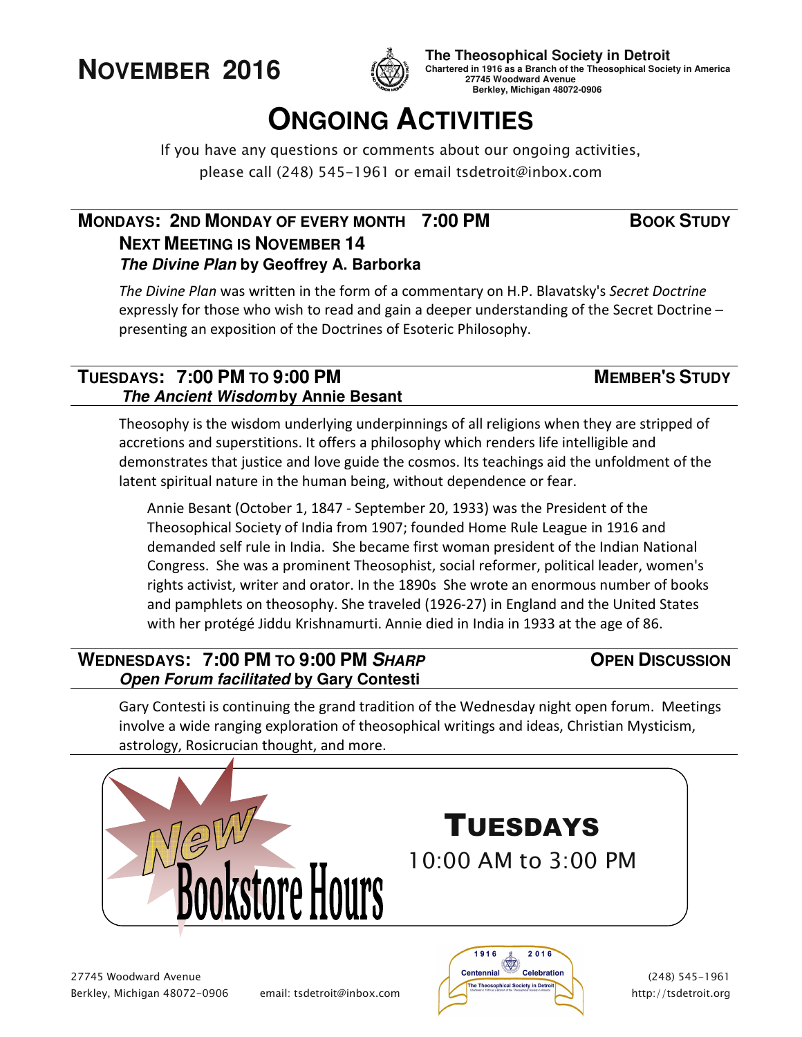# NOVEMBER 2016

**The Theosophical Society in Detroit**
**Chartered in 1916 as a Branch of the Theosophical Society in America**
**27745 Woodward Avenue**
**Berkley, Michigan 48072-0906**

# ONGOING ACTIVITIES

If you have any questions or comments about our ongoing activities, please call (248) 545-1961 or email tsdetroit@inbox.com

## MONDAYS: 2ND MONDAY OF EVERY MONTH 7:00 PM — BOOK STUDY

**NEXT MEETING IS NOVEMBER 14**

***The Divine Plan* by Geoffrey A. Barborka**

*The Divine Plan* was written in the form of a commentary on H.P. Blavatsky's *Secret Doctrine* expressly for those who wish to read and gain a deeper understanding of the Secret Doctrine – presenting an exposition of the Doctrines of Esoteric Philosophy.

## TUESDAYS: 7:00 PM TO 9:00 PM — MEMBER'S STUDY

***The Ancient Wisdom* by Annie Besant**

Theosophy is the wisdom underlying underpinnings of all religions when they are stripped of accretions and superstitions. It offers a philosophy which renders life intelligible and demonstrates that justice and love guide the cosmos. Its teachings aid the unfoldment of the latent spiritual nature in the human being, without dependence or fear.

Annie Besant (October 1, 1847 - September 20, 1933) was the President of the Theosophical Society of India from 1907; founded Home Rule League in 1916 and demanded self rule in India. She became first woman president of the Indian National Congress. She was a prominent Theosophist, social reformer, political leader, women's rights activist, writer and orator. In the 1890s She wrote an enormous number of books and pamphlets on theosophy. She traveled (1926-27) in England and the United States with her protégé Jiddu Krishnamurti. Annie died in India in 1933 at the age of 86.

## WEDNESDAYS: 7:00 PM TO 9:00 PM *SHARP* — OPEN DISCUSSION

***Open Forum facilitated* by Gary Contesti**

Gary Contesti is continuing the grand tradition of the Wednesday night open forum. Meetings involve a wide ranging exploration of theosophical writings and ideas, Christian Mysticism, astrology, Rosicrucian thought, and more.

**New Bookstore Hours**

**TUESDAYS**

10:00 AM to 3:00 PM

27745 Woodward Avenue
Berkley, Michigan 48072-0906
email: tsdetroit@inbox.com

1916 2016 Centennial Celebration — The Theosophical Society in Detroit

(248) 545-1961
http://tsdetroit.org